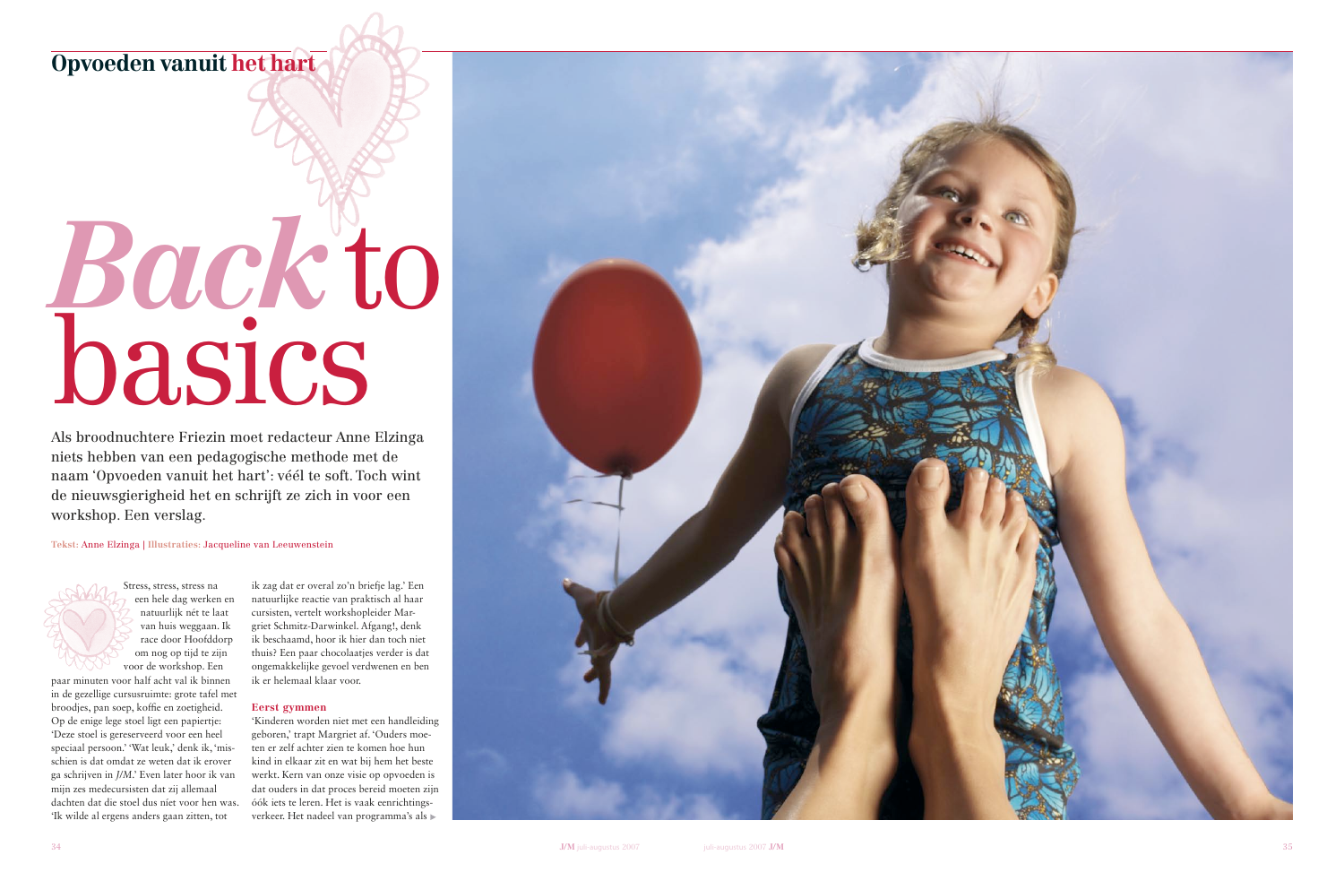## Opvoeden vanuit het hart

# *Back* to basics

Als broodnuchtere Friezin moet redacteur Anne Elzinga niets hebben van een pedagogische methode met de naam 'Opvoeden vanuit het hart': véél te soft. Toch wint de nieuwsgierigheid het en schrijft ze zich in voor een workshop. Een verslag.

**Tekst:** Anne Elzinga | **Illustraties:** Jacqueline van Leeuwenstein

Stress, stress, stress na een hele dag werken en natuurlijk nét te laat van huis weggaan. Ik race door Hoofddorp om nog op tijd te zijn voor de workshop. Een paar minuten voor half acht val ik binnen in de gezellige cursusruimte: grote tafel met broodjes, pan soep, koffie en zoetigheid. Op de enige lege stoel ligt een papiertje: 'Deze stoel is gereserveerd voor een heel speciaal persoon.' 'Wat leuk,' denk ik, 'misschien is dat omdat ze weten dat ik erover ga schrijven in *J/M*.' Even later hoor ik van mijn zes medecursisten dat zij allemaal dachten dat die stoel dus níet voor hen was. 'Ik wilde al ergens anders gaan zitten, tot ik zag dat er overal zo'n briefje lag.' Een natuurlijke reactie van praktisch al haar cursisten, vertelt workshopleider Margriet Schmitz-Darwinkel. Afgang!, denk ik beschaamd, hoor ik hier dan toch niet thuis? Een paar chocolaatjes verder is dat ongemakkelijke gevoel verdwenen en ben ik er helemaal klaar voor.

### Eerst gymmen

'Kinderen worden niet met een handleiding geboren,' trapt Margriet af. 'Ouders moeten er zelf achter zien te komen hoe hun kind in elkaar zit en wat bij hem het beste werkt. Kern van onze visie op opvoeden is dat ouders in dat proces bereid moeten zijn óók iets te leren. Het is vaak eenrichtingsverkeer. Het nadeel van programma's als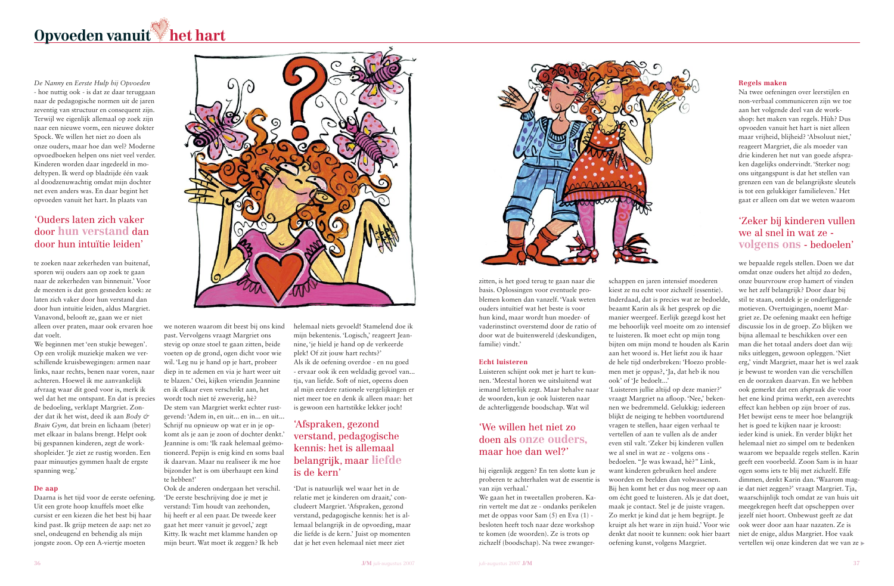# Opvoeden vanuit het hart

*De Nanny* en *Eerste Hulp bij Opvoeden* - hoe nuttig ook - is dat ze daar teruggaan naar de pedagogische normen uit de jaren zeventig van structuur en consequent zijn. Terwijl we eigenlijk allemaal op zoek zijn naar een nieuwe vorm, een nieuwe dokter Spock. We willen het niet zo doen als onze ouders, maar hoe dan wel? Moderne opvoedboeken helpen ons niet veel verder. Kinderen worden daar ingedeeld in modeltypen. Ik werd op bladzijde één vaak al doodzenuwachtig omdat mijn dochter net even anders was. En daar begint het opvoeden vanuit het hart. In plaats van

## 'Ouders laten zich vaker door hun verstand dan door hun intuïtie leiden'

te zoeken naar zekerheden van buitenaf, sporen wij ouders aan op zoek te gaan naar de zekerheden van binnenuit.' Voor de meesten is dat geen gesneden koek: ze laten zich vaker door hun verstand dan door hun intuïtie leiden, aldus Margriet. Vanavond, belooft ze, gaan we er niet alleen over praten, maar ook ervaren hoe dat voelt.

We beginnen met 'een stukje bewegen'. Op een vrolijk muziekje maken we verschillende kruisbewegingen: armen naar links, naar rechts, benen naar voren, naar achteren. Hoewel ik me aanvankelijk afvraag waar dit goed voor is, merk ik wel dat het me ontspant. En dat is precies de bedoeling, verklapt Margriet. Zonder dat ik het wist, deed ik aan *Body & Brain Gym*, dat brein en lichaam (beter) met elkaar in balans brengt. Helpt ook bij gespannen kinderen, zegt de workshopleider. 'Je ziet ze rustig worden. Een paar minuutjes gymmen haalt de ergste spanning weg.'

### De aap

Daarna is het tijd voor de eerste oefening. Uit een grote hoop knuffels moet elke cursist er een kiezen die het best bij haar kind past. Ik grijp meteen de aap: net zo snel, ondeugend en behendig als mijn jongste zoon. Op een A-viertje moeten we noteren waarom dit beest bij ons kind past. Vervolgens vraagt Margriet ons stevig op onze stoel te gaan zitten, beide voeten op de grond, ogen dicht voor wie wil. 'Leg nu je hand op je hart, probeer diep in te ademen en via je hart weer uit te blazen.' Oei, kijken vriendin Jeannine en ik elkaar even verschrikt aan, het wordt toch niet té zweverig, hè?

De stem van Margriet werkt echter rustgevend: 'Adem in, en uit... en in... en uit... Schrijf nu opnieuw op wat er in je opkomt als je aan je zoon of dochter denkt.' Jeannine is om: 'Ik raak helemaal geëmotioneerd. Pepijn is enig kind en soms baal ik daarvan. Maar nu realiseer ik me hoe bijzonder het is om überhaupt een kind te hebben!'

Ook de anderen ondergaan het verschil. 'De eerste beschrijving doe je met je verstand: Tim houdt van zeehonden, hij heeft er al een paar. De tweede keer gaat het meer vanuit je gevoel,' zegt Kitty. Ik wacht met klamme handen op mijn beurt. Wat moet ik zeggen? Ik heb helemaal niets gevoeld! Stamelend doe ik mijn bekentenis. 'Logisch,' reageert Jeannine, 'je hield je hand op de verkeerde plek! Of zit jouw hart rechts?'

Als ik de oefening overdoe - en nu goed - ervaar ook ik een weldadig gevoel van... tja, van liefde. Soft of niet, opeens doen al mijn eerdere rationele vergelijkingen er niet meer toe en denk ik alleen maar: het is gewoon een hartstikke lekker joch!

## 'Afspraken, gezond verstand, pedagogische kennis: het is allemaal belangrijk, maar liefde is de kern'

'Dat is natuurlijk wel waar het in de relatie met je kinderen om draait,' concludeert Margriet. 'Afspraken, gezond verstand, pedagogische kennis: het is allemaal belangrijk in de opvoeding, maar die liefde is de kern.' Juist op momenten dat je het even helemaal niet meer ziet zitten, is het goed terug te gaan naar die basis. Oplossingen voor eventuele problemen komen dan vanzelf. 'Vaak weten ouders intuïtief wat het beste is voor hun kind, maar wordt hun moeder- of vaderinstinct overstemd door de ratio of door wat de buitenwereld (deskundigen, familie) vindt.'

### Echt luisteren

Luisteren schijnt ook met je hart te kunnen. 'Meestal horen we uitsluitend wat iemand letterlijk zegt. Maar behalve naar de woorden, kun je ook luisteren naar de achterliggende boodschap. Wat wil

## 'We willen het niet zo doen als onze ouders, maar hoe dan wel?'

hij eigenlijk zeggen? En ten slotte kun je proberen te achterhalen wat de essentie is van zijn verhaal.'

We gaan het in tweetallen proberen. Karin vertelt me dat ze - ondanks perikelen met de oppas voor Sam (5) en Eva (1) - besloten heeft toch naar deze workshop te komen (de woorden). Ze is trots op zichzelf (boodschap). Na twee zwangerschappen en jaren intensief moederen kiest ze nu echt voor zichzelf (essentie). Inderdaad, dat is precies wat ze bedoelde, beaamt Karin als ik het gesprek op die manier weergeef. Eerlijk gezegd kost het me behoorlijk veel moeite om zo intensief te luisteren. Ik moet echt op mijn tong bijten om mijn mond te houden als Karin aan het woord is. Het liefst zou ik haar de hele tijd onderbreken: 'Hoezo problemen met je oppas?, 'Ja, dat heb ik nou ook' of 'Je bedoelt...'

'Luisteren jullie altijd op deze manier?' vraagt Margriet na afloop. 'Nee,' bekennen we bedremmeld. Gelukkig: iedereen blijkt de neiging te hebben voortdurend vragen te stellen, haar eigen verhaal te vertellen of aan te vullen als de ander even stil valt. 'Zeker bij kinderen vullen we al snel in wat ze - volgens ons - bedoelen. "Je was kwaad, hè?" Link, want kinderen gebruiken heel andere woorden en beelden dan volwassenen. Bij hen komt het er dus nog meer op aan om écht goed te luisteren. Als je dat doet, maak je contact. Stel je de juiste vragen. Zo merkt je kind dat je hem begrijpt. Je kruipt als het ware in zijn huid.' Voor wie denkt dat nooit te kunnen: ook hier baart oefening kunst, volgens Margriet.

### Regels maken

Na twee oefeningen over leerstijlen en non-verbaal communiceren zijn we toe aan het volgende deel van de workshop: het maken van regels. Hùh? Dus opvoeden vanuit het hart is niet alleen maar vrijheid, blijheid? 'Absoluut niet,' reageert Margriet, die als moeder van drie kinderen het nut van goede afspraken dagelijks ondervindt. 'Sterker nog: ons uitgangspunt is dat het stellen van grenzen een van de belangrijkste sleutels is tot een gelukkiger familieleven.' Het gaat er alleen om dat we weten waarom

## 'Zeker bij kinderen vullen we al snel in wat ze - volgens ons - bedoelen'

we bepaalde regels stellen. Doen we dat omdat onze ouders het altijd zo deden, onze buurvrouw erop hamert of vinden we het zelf belangrijk? Door daar bij stil te staan, ontdek je je onderliggende motieven. Overtuigingen, noemt Margriet ze. De oefening maakt een heftige discussie los in de groep. Zo blijken we bijna allemaal te beschikken over een man die het totaal anders doet dan wij: niks uitleggen, gewoon opleggen. 'Niet erg,' vindt Margriet, maar het is wel zaak je bewust te worden van die verschillen en de oorzaken daarvan. En we hebben ook gemerkt dat een afspraak die voor het ene kind prima werkt, een averechts effect kan hebben op zijn broer of zus. Het bewijst eens te meer hoe belangrijk het is goed te kijken naar je kroost: ieder kind is uniek. En verder blijkt het helemaal niet zo simpel om te bedenken waarom we bepaalde regels stellen. Karin geeft een voorbeeld. Zoon Sam is in haar ogen soms iets te blij met zichzelf. Effe dimmen, denkt Karin dan. 'Waarom mag-ie dat niet zeggen?' vraagt Margriet. Tja, waarschijnlijk toch omdat ze van huis uit meegekregen heeft dat opscheppen over jezelf niet hoort. Onbewust geeft ze dat ook weer door aan haar nazaten. Ze is niet de enige, aldus Margriet. Hoe vaak vertellen wij onze kinderen dat we van ze ▶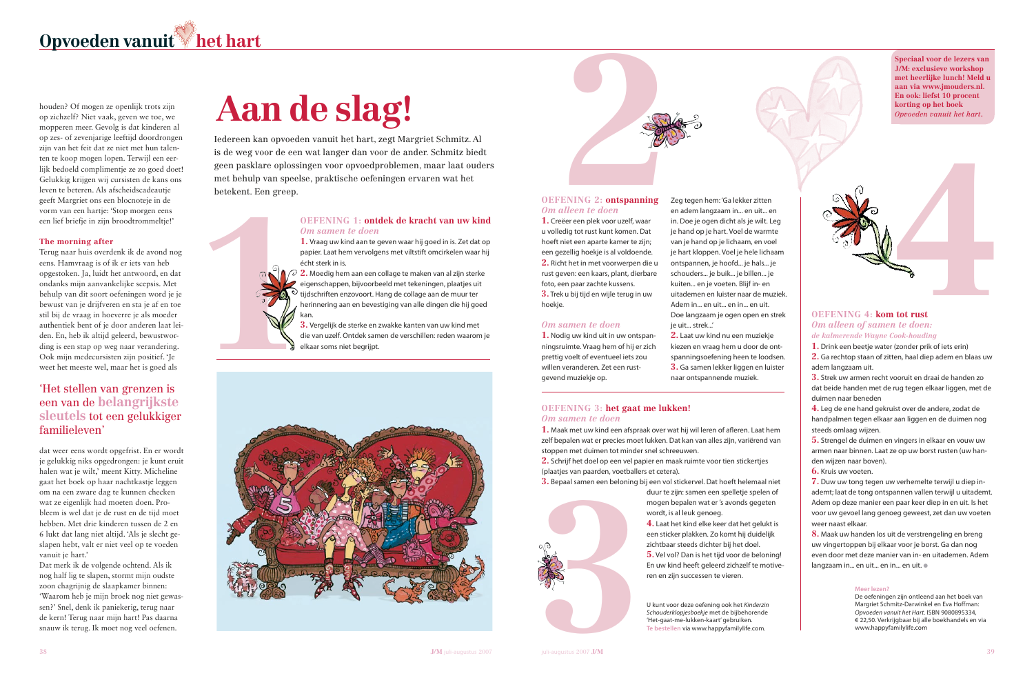houden? Of mogen ze openlijk trots zijn op zichzelf? Niet vaak, geven we toe, we mopperen meer. Gevolg is dat kinderen al op zes- of zevenjarige leeftijd doordrongen zijn van het feit dat ze niet met hun talenten te koop mogen lopen. Terwijl een eerlijk bedoeld complimentje ze zo goed doet! Gelukkig krijgen wij cursisten de kans ons leven te beteren. Als afscheidscadeautje geeft Margriet ons een blocnoteje in de vorm van een hartje: 'Stop morgen eens een lief briefje in zijn broodtrommeltje!'

**The morning after**

Terug naar huis overdenk ik de avond nog eens. Hamvraag is of ik er iets van heb opgestoken. Ja, luidt het antwoord, en dat ondanks mijn aanvankelijke scepsis. Met behulp van dit soort oefeningen word je je bewust van je drijfveren en sta je af en toe stil bij de vraag in hoeverre je als moeder authentiek bent of je door anderen laat leiden. En, heb ik altijd geleerd, bewustwording is een stap op weg naar verandering. Ook mijn medecursisten zijn positief. 'Je weet het meeste wel, maar het is goed als

## 'Het stellen van grenzen is een van de belangrijkste sleutels tot een gelukkiger familieleven'

dat weer eens wordt opgefrist. En er wordt je gelukkig niks opgedrongen: je kunt eruit halen wat je wilt,' meent Kitty. Micheline gaat het boek op haar nachtkastje leggen om na een zware dag te kunnen checken wat ze eigenlijk had moeten doen. Probleem is wel dat je de rust en de tijd moet hebben. Met drie kinderen tussen de 2 en 6 lukt dat lang niet altijd. 'Als je slecht geslapen hebt, valt er niet veel op te voeden vanuit je hart.'

Dat merk ik de volgende ochtend. Als ik nog half lig te slapen, stormt mijn oudste zoon chagrijnig de slaapkamer binnen: 'Waarom heb je mijn broek nog niet gewassen?' Snel, denk ik paniekerig, terug naar de kern! Terug naar mijn hart! Pas daarna snauw ik terug. Ik moet nog veel oefenen.

# Aan de slag!

Iedereen kan opvoeden vanuit het hart, zegt Margriet Schmitz. Al is de weg voor de een wat langer dan voor de ander. Schmitz biedt geen pasklare oplossingen voor opvoedproblemen, maar laat ouders met behulp van speelse, praktische oefeningen ervaren wat het betekent. Een greep.

### 1 OEFENING 1: ontdek de kracht van uw kind

*Om samen te doen*

**1.** Vraag uw kind aan te geven waar hij goed in is. Zet dat op papier. Laat hem vervolgens met viltstift omcirkelen waar hij écht sterk in is.

**2.** Moedig hem aan een collage te maken van al zijn sterke eigenschappen, bijvoorbeeld met tekeningen, plaatjes uit tijdschriften enzovoort. Hang de collage aan de muur ter herinnering aan en bevestiging van alle dingen die hij goed kan.

**3.** Vergelijk de sterke en zwakke kanten van uw kind met die van uzelf. Ontdek samen de verschillen: reden waarom je elkaar soms niet begrijpt.

### 2 OEFENING 2: ontspanning

*Om alleen te doen*

**1.** Creëer een plek voor uzelf, waar u volledig tot rust kunt komen. Dat hoeft niet een aparte kamer te zijn; een gezellig hoekje is al voldoende.

**2.** Richt het in met voorwerpen die u rust geven: een kaars, plant, dierbare foto, een paar zachte kussens.

**3.** Trek u bij tijd en wijle terug in uw hoekje.

*Om samen te doen*

**1.** Nodig uw kind uit in uw ontspanningsruimte. Vraag hem of hij er zich prettig voelt of eventueel iets zou willen veranderen. Zet een rustgevend muziekje op. Zeg tegen hem: 'Ga lekker zitten en adem langzaam in... en uit... en in. Doe je ogen dicht als je wilt. Leg je hand op je hart. Voel de warmte van je hand op je lichaam, en voel je hart kloppen. Voel je hele lichaam ontspannen, je hoofd... je hals... je schouders... je buik... je billen... je kuiten... en je voeten. Blijf in- en uitademen en luister naar de muziek. Adem in... en uit... en in... en uit. Doe langzaam je ogen open en strek je uit... strek...'

**2.** Laat uw kind nu een muziekje kiezen en vraag hem u door de ontspanningsoefening heen te loodsen.

**3.** Ga samen lekker liggen en luister naar ontspannende muziek.

### 3 OEFENING 3: het gaat me lukken!

*Om samen te doen*

**1.** Maak met uw kind een afspraak over wat hij wil leren of afleren. Laat hem zelf bepalen wat er precies moet lukken. Dat kan van alles zijn, variërend van stoppen met duimen tot minder snel schreeuwen.

**2.** Schrijf het doel op een vel papier en maak ruimte voor tien stickertjes (plaatjes van paarden, voetballers et cetera).

**3.** Bepaal samen een beloning bij een vol stickervel. Dat hoeft helemaal niet duur te zijn: samen een spelletje spelen of mogen bepalen wat er 's avonds gegeten wordt, is al leuk genoeg.

**4.** Laat het kind elke keer dat het gelukt is een sticker plakken. Zo komt hij duidelijk zichtbaar steeds dichter bij het doel.

**5.** Vel vol? Dan is het tijd voor de beloning! En uw kind heeft geleerd zichzelf te motiveren en zijn successen te vieren.

U kunt voor deze oefening ook het *Kinderzin Schouderklopjesboekje* met de bijbehorende 'Het-gaat-me-lukken-kaart' gebruiken. Te bestellen via www.happyfamilylife.com.

**Speciaal voor de lezers van J/M: exclusieve workshop met heerlijke lunch! Meld u aan via www.jmouders.nl. En ook: liefst 10 procent korting op het boek *Opvoeden vanuit het hart*.**

### 4 OEFENING 4: kom tot rust

*Om alleen of samen te doen: de kalmerende Wayne Cook-houding*

**1.** Drink een beetje water (zonder prik of iets erin)

**2.** Ga rechtop staan of zitten, haal diep adem en blaas uw adem langzaam uit.

**3.** Strek uw armen recht vooruit en draai de handen zo dat beide handen met de rug tegen elkaar liggen, met de duimen naar beneden

**4.** Leg de ene hand gekruist over de andere, zodat de handpalmen tegen elkaar aan liggen en de duimen nog steeds omlaag wijzen.

**5.** Strengel de duimen en vingers in elkaar en vouw uw armen naar binnen. Laat ze op uw borst rusten (uw handen wijzen naar boven).

**6.** Kruis uw voeten.

**7.** Duw uw tong tegen uw verhemelte terwijl u diep inademt; laat de tong ontspannen vallen terwijl u uitademt. Adem op deze manier een paar keer diep in en uit. Is het voor uw gevoel lang genoeg geweest, zet dan uw voeten weer naast elkaar.

**8.** Maak uw handen los uit de verstrengeling en breng uw vingertoppen bij elkaar voor je borst. Ga dan nog even door met deze manier van in- en uitademen. Adem langzaam in... en uit... en in... en uit.

**Meer lezen?**

De oefeningen zijn ontleend aan het boek van Margriet Schmitz-Darwinkel en Eva Hoffman: *Opvoeden vanuit het Hart*. ISBN 9080895334, € 22,50. Verkrijgbaar bij alle boekhandels en via www.happyfamilylife.com